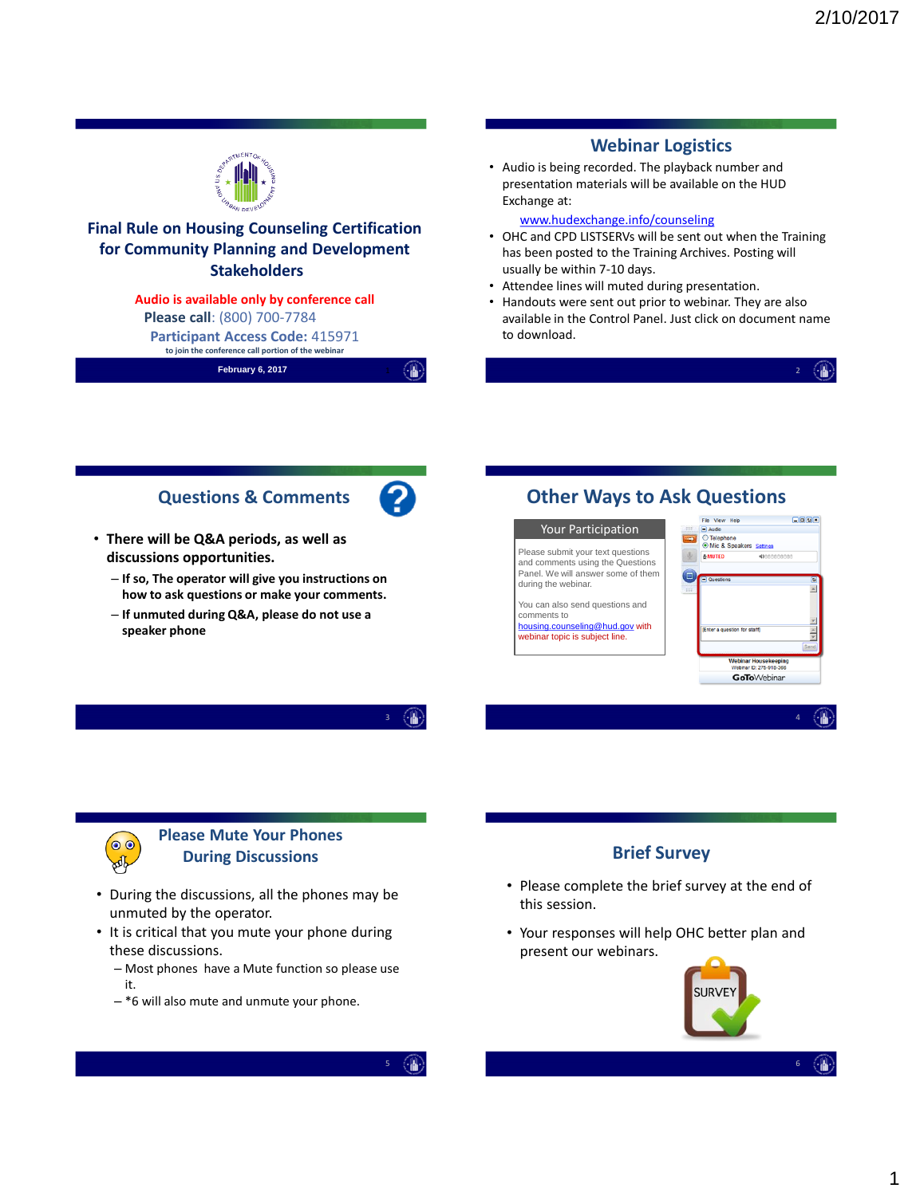# Final Rule on Housing Counseling Certification for Community Planning and Development Stakeholders

Audio is available only by conference call

**Please call**: (800) 700-7784

**Participant Access Code:** 415971

to join the conference call portion of the webinar

February 6, 2017

## Webinar Logistics

- Audio is being recorded. The playback number and presentation materials will be available on the HUD Exchange at:

  www.hudexchange.info/counseling
- OHC and CPD LISTSERVs will be sent out when the Training has been posted to the Training Archives. Posting will usually be within 7-10 days.
- Attendee lines will muted during presentation.
- Handouts were sent out prior to webinar. They are also available in the Control Panel. Just click on document name to download.

## Questions & Comments

- **There will be Q&A periods, as well as discussions opportunities.**
  - **If so, The operator will give you instructions on how to ask questions or make your comments.**
  - **If unmuted during Q&A, please do not use a speaker phone**

## Other Ways to Ask Questions

**Your Participation**

Please submit your text questions and comments using the Questions Panel. We will answer some of them during the webinar.

You can also send questions and comments to housing.counseling@hud.gov with webinar topic is subject line.

## Please Mute Your Phones During Discussions

- During the discussions, all the phones may be unmuted by the operator.
- It is critical that you mute your phone during these discussions.
  - Most phones have a Mute function so please use it.
  - *6 will also mute and unmute your phone.

## Brief Survey

- Please complete the brief survey at the end of this session.
- Your responses will help OHC better plan and present our webinars.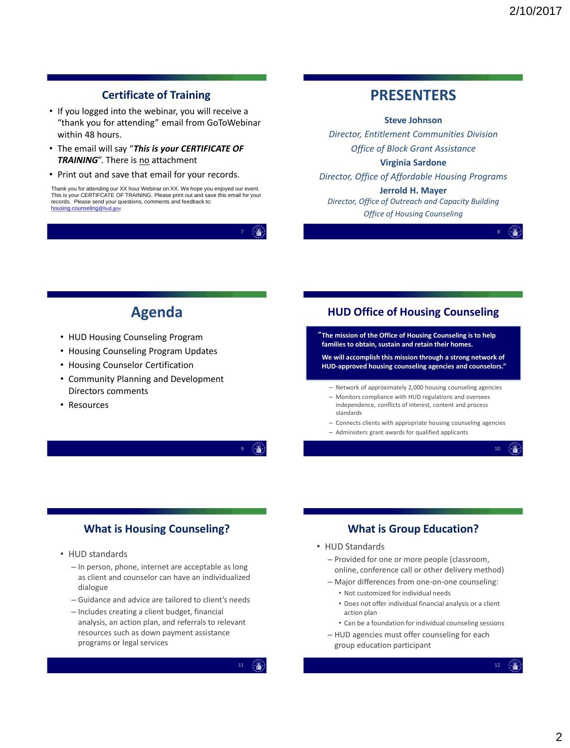## Certificate of Training

- If you logged into the webinar, you will receive a "thank you for attending" email from GoToWebinar within 48 hours.
- The email will say "***This is your CERTIFICATE OF TRAINING***". There is no attachment
- Print out and save that email for your records.

Thank you for attending our XX hour Webinar on XX. We hope you enjoyed our event. This is your CERTIFCATE OF TRAINING. Please print out and save this email for your records. Please send your questions, comments and feedback to: housing.counseling@hud.gov.

## PRESENTERS

**Steve Johnson**

*Director, Entitlement Communities Division*

*Office of Block Grant Assistance*

**Virginia Sardone**

*Director, Office of Affordable Housing Programs*

**Jerrold H. Mayer**

*Director, Office of Outreach and Capacity Building*

*Office of Housing Counseling*

## Agenda

- HUD Housing Counseling Program
- Housing Counseling Program Updates
- Housing Counselor Certification
- Community Planning and Development Directors comments
- Resources

## HUD Office of Housing Counseling

**"The mission of the Office of Housing Counseling is to help families to obtain, sustain and retain their homes.**

**We will accomplish this mission through a strong network of HUD-approved housing counseling agencies and counselors."**

- Network of approximately 2,000 housing counseling agencies
- Monitors compliance with HUD regulations and oversees independence, conflicts of interest, content and process standards
- Connects clients with appropriate housing counseling agencies
- Administers grant awards for qualified applicants

## What is Housing Counseling?

- HUD standards
  - In person, phone, internet are acceptable as long as client and counselor can have an individualized dialogue
  - Guidance and advice are tailored to client's needs
  - Includes creating a client budget, financial analysis, an action plan, and referrals to relevant resources such as down payment assistance programs or legal services

## What is Group Education?

- HUD Standards
  - Provided for one or more people (classroom, online, conference call or other delivery method)
  - Major differences from one-on-one counseling:
    - Not customized for individual needs
    - Does not offer individual financial analysis or a client action plan
    - Can be a foundation for individual counseling sessions
  - HUD agencies must offer counseling for each group education participant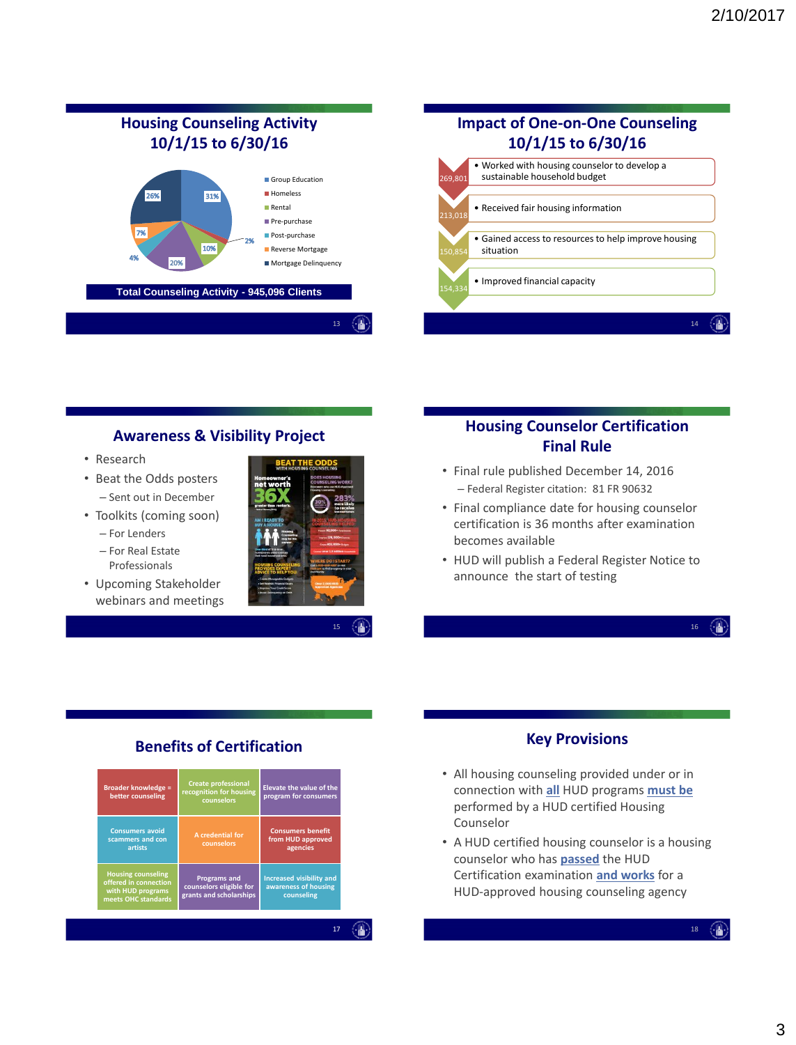## Housing Counseling Activity 10/1/15 to 6/30/16

- Group Education
- Homeless
- Rental
- Pre-purchase
- Post-purchase
- Reverse Mortgage
- Mortgage Delinquency

31%, 2%, 10%, 20%, 4%, 7%, 26%

**Total Counseling Activity - 945,096 Clients**

## Impact of One-on-One Counseling 10/1/15 to 6/30/16

| | |
|---|---|
| 269,801 | Worked with housing counselor to develop a sustainable household budget |
| 213,018 | Received fair housing information |
| 150,854 | Gained access to resources to help improve housing situation |
| 154,334 | Improved financial capacity |

## Awareness & Visibility Project

- Research
- Beat the Odds posters
  - Sent out in December
- Toolkits (coming soon)
  - For Lenders
  - For Real Estate Professionals
- Upcoming Stakeholder webinars and meetings

## Housing Counselor Certification Final Rule

- Final rule published December 14, 2016
  - Federal Register citation: 81 FR 90632
- Final compliance date for housing counselor certification is 36 months after examination becomes available
- HUD will publish a Federal Register Notice to announce the start of testing

## Benefits of Certification

| | | |
|---|---|---|
| Broader knowledge = better counseling | Create professional recognition for housing counselors | Elevate the value of the program for consumers |
| Consumers avoid scammers and con artists | A credential for counselors | Consumers benefit from HUD approved agencies |
| Housing counseling offered in connection with HUD programs meets OHC standards | Programs and counselors eligible for grants and scholarships | Increased visibility and awareness of housing counseling |

## Key Provisions

- All housing counseling provided under or in connection with **all** HUD programs **must be** performed by a HUD certified Housing Counselor
- A HUD certified housing counselor is a housing counselor who has **passed** the HUD Certification examination **and works** for a HUD-approved housing counseling agency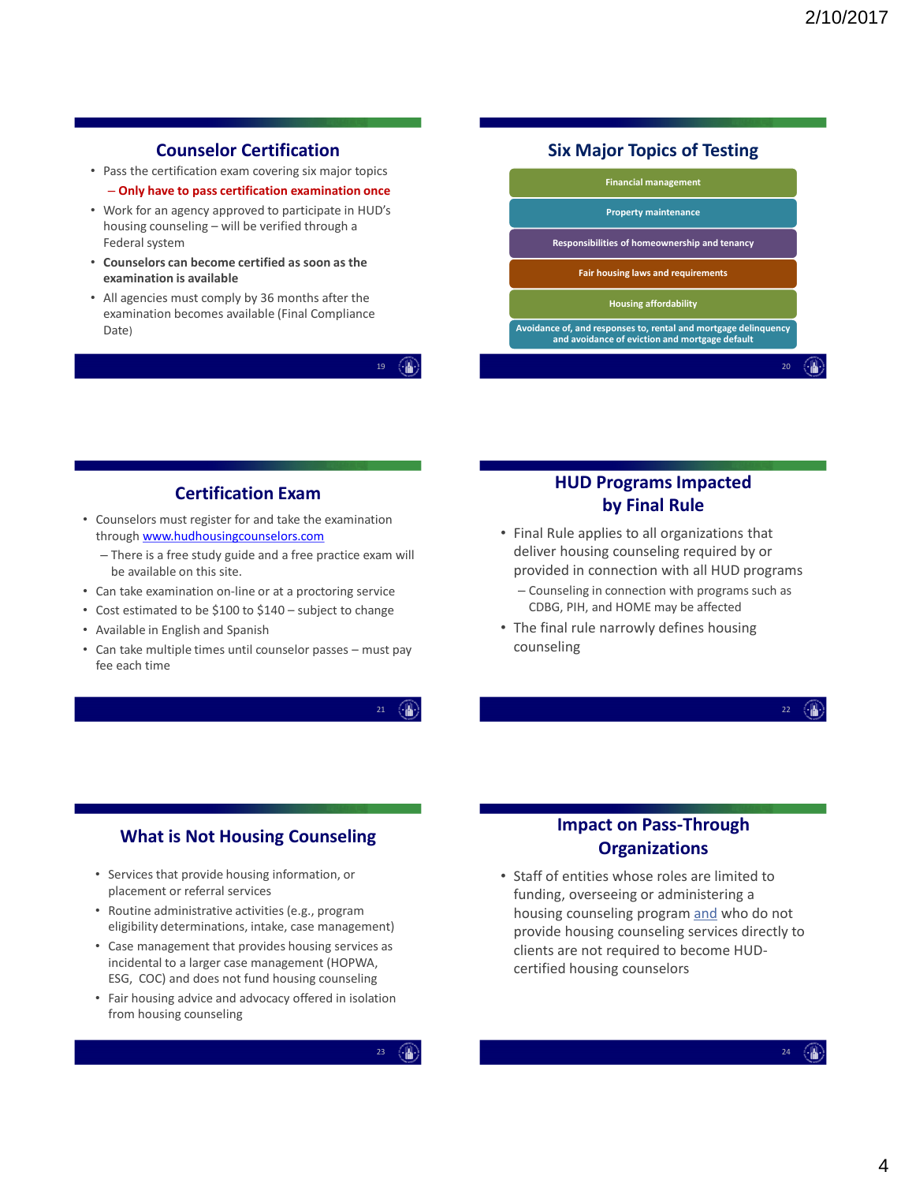## Counselor Certification

- Pass the certification exam covering six major topics
  - **Only have to pass certification examination once**
- Work for an agency approved to participate in HUD's housing counseling – will be verified through a Federal system
- **Counselors can become certified as soon as the examination is available**
- All agencies must comply by 36 months after the examination becomes available (Final Compliance Date)

## Six Major Topics of Testing

- Financial management
- Property maintenance
- Responsibilities of homeownership and tenancy
- Fair housing laws and requirements
- Housing affordability
- Avoidance of, and responses to, rental and mortgage delinquency and avoidance of eviction and mortgage default

## Certification Exam

- Counselors must register for and take the examination through www.hudhousingcounselors.com
  - There is a free study guide and a free practice exam will be available on this site.
- Can take examination on-line or at a proctoring service
- Cost estimated to be $100 to $140 – subject to change
- Available in English and Spanish
- Can take multiple times until counselor passes – must pay fee each time

## HUD Programs Impacted by Final Rule

- Final Rule applies to all organizations that deliver housing counseling required by or provided in connection with all HUD programs
  - Counseling in connection with programs such as CDBG, PIH, and HOME may be affected
- The final rule narrowly defines housing counseling

## What is Not Housing Counseling

- Services that provide housing information, or placement or referral services
- Routine administrative activities (e.g., program eligibility determinations, intake, case management)
- Case management that provides housing services as incidental to a larger case management (HOPWA, ESG, COC) and does not fund housing counseling
- Fair housing advice and advocacy offered in isolation from housing counseling

## Impact on Pass-Through Organizations

- Staff of entities whose roles are limited to funding, overseeing or administering a housing counseling program and who do not provide housing counseling services directly to clients are not required to become HUD-certified housing counselors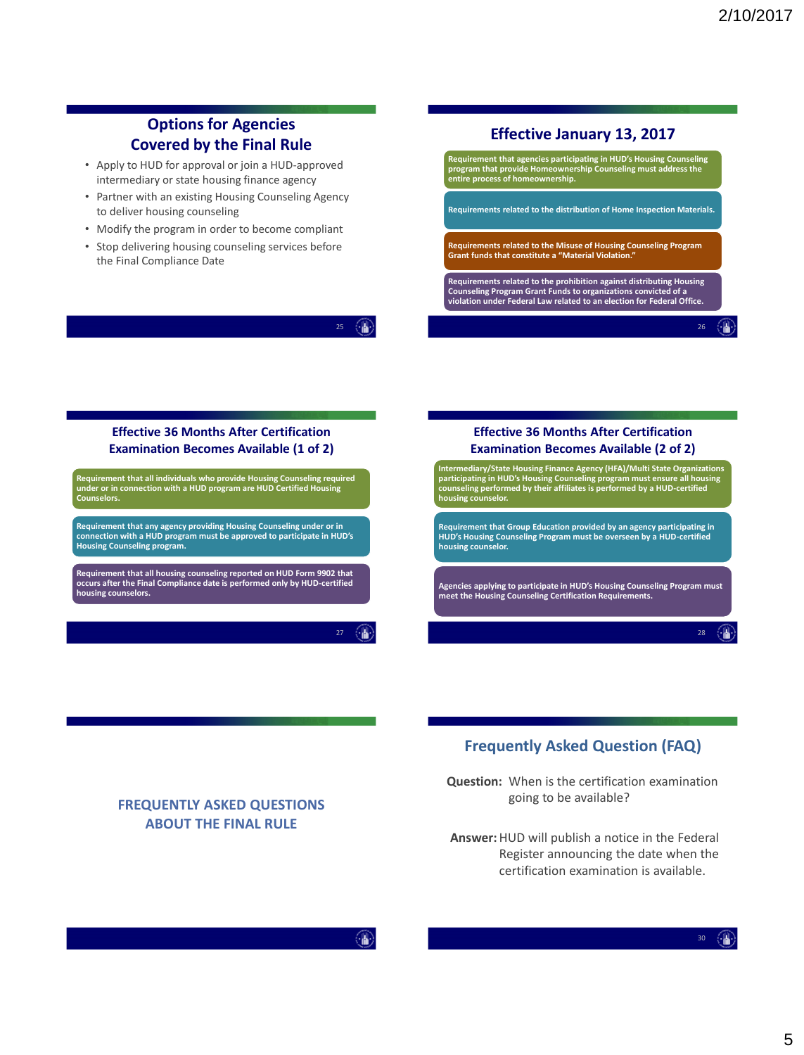## Options for Agencies Covered by the Final Rule

- Apply to HUD for approval or join a HUD-approved intermediary or state housing finance agency
- Partner with an existing Housing Counseling Agency to deliver housing counseling
- Modify the program in order to become compliant
- Stop delivering housing counseling services before the Final Compliance Date

## Effective January 13, 2017

**Requirement that agencies participating in HUD's Housing Counseling program that provide Homeownership Counseling must address the entire process of homeownership.**

**Requirements related to the distribution of Home Inspection Materials.**

**Requirements related to the Misuse of Housing Counseling Program Grant funds that constitute a "Material Violation."**

**Requirements related to the prohibition against distributing Housing Counseling Program Grant Funds to organizations convicted of a violation under Federal Law related to an election for Federal Office.**

## Effective 36 Months After Certification Examination Becomes Available (1 of 2)

**Requirement that all individuals who provide Housing Counseling required under or in connection with a HUD program are HUD Certified Housing Counselors.**

**Requirement that any agency providing Housing Counseling under or in connection with a HUD program must be approved to participate in HUD's Housing Counseling program.**

**Requirement that all housing counseling reported on HUD Form 9902 that occurs after the Final Compliance date is performed only by HUD-certified housing counselors.**

## Effective 36 Months After Certification Examination Becomes Available (2 of 2)

**Intermediary/State Housing Finance Agency (HFA)/Multi State Organizations participating in HUD's Housing Counseling program must ensure all housing counseling performed by their affiliates is performed by a HUD-certified housing counselor.**

**Requirement that Group Education provided by an agency participating in HUD's Housing Counseling Program must be overseen by a HUD-certified housing counselor.**

**Agencies applying to participate in HUD's Housing Counseling Program must meet the Housing Counseling Certification Requirements.**

## FREQUENTLY ASKED QUESTIONS ABOUT THE FINAL RULE

## Frequently Asked Question (FAQ)

**Question:** When is the certification examination going to be available?

**Answer:** HUD will publish a notice in the Federal Register announcing the date when the certification examination is available.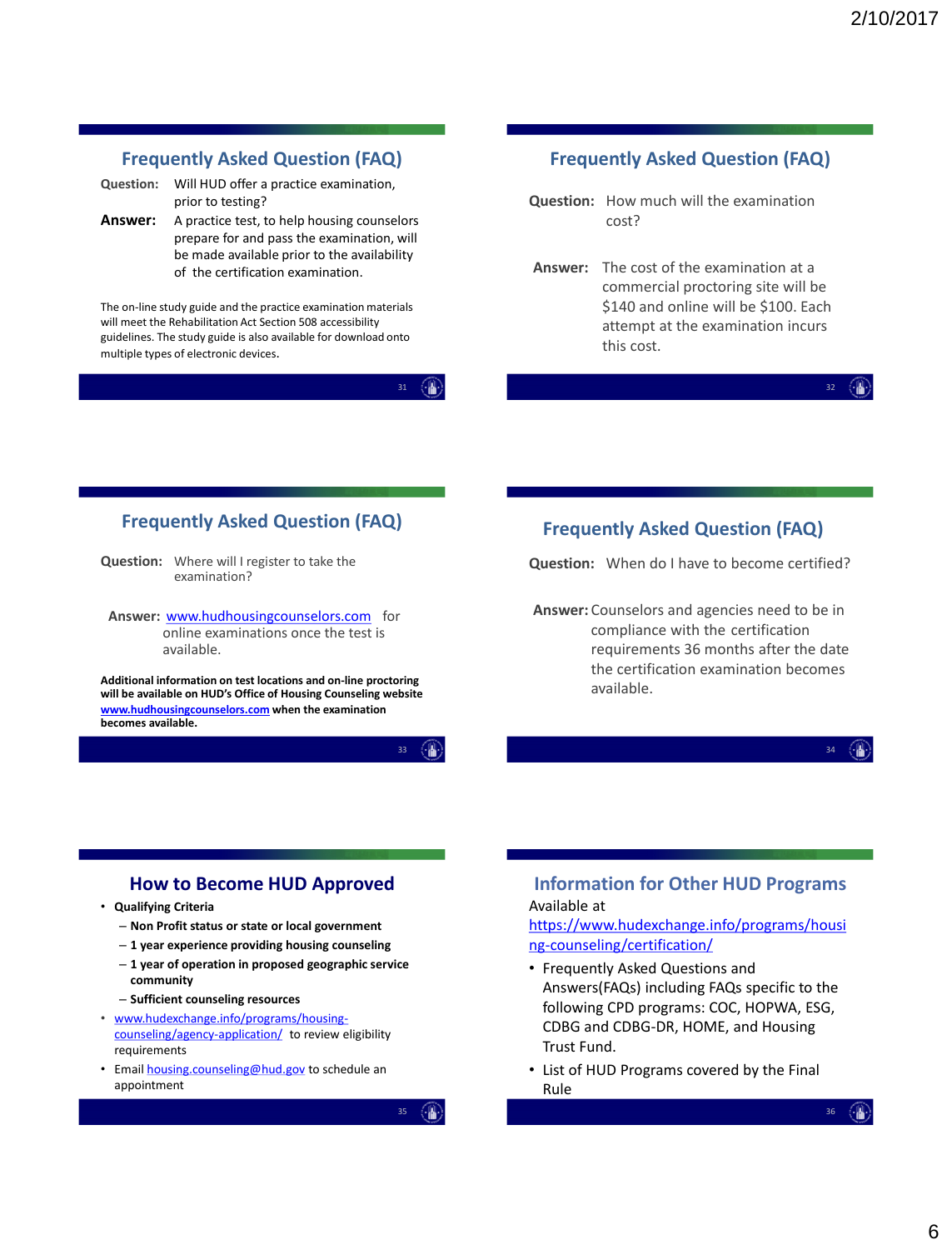## Frequently Asked Question (FAQ)

**Question:** Will HUD offer a practice examination, prior to testing?

**Answer:** A practice test, to help housing counselors prepare for and pass the examination, will be made available prior to the availability of the certification examination.

The on-line study guide and the practice examination materials will meet the Rehabilitation Act Section 508 accessibility guidelines. The study guide is also available for download onto multiple types of electronic devices.

## Frequently Asked Question (FAQ)

**Question:** How much will the examination cost?

**Answer:** The cost of the examination at a commercial proctoring site will be $140 and online will be $100. Each attempt at the examination incurs this cost.

## Frequently Asked Question (FAQ)

**Question:** Where will I register to take the examination?

**Answer:** www.hudhousingcounselors.com for online examinations once the test is available.

**Additional information on test locations and on-line proctoring will be available on HUD's Office of Housing Counseling website www.hudhousingcounselors.com when the examination becomes available.**

## Frequently Asked Question (FAQ)

**Question:** When do I have to become certified?

**Answer:** Counselors and agencies need to be in compliance with the certification requirements 36 months after the date the certification examination becomes available.

## How to Become HUD Approved

- **Qualifying Criteria**
  - **Non Profit status or state or local government**
  - **1 year experience providing housing counseling**
  - **1 year of operation in proposed geographic service community**
  - **Sufficient counseling resources**
- www.hudexchange.info/programs/housing-counseling/agency-application/ to review eligibility requirements
- Email housing.counseling@hud.gov to schedule an appointment

## Information for Other HUD Programs

Available at https://www.hudexchange.info/programs/housing-counseling/certification/

- Frequently Asked Questions and Answers(FAQs) including FAQs specific to the following CPD programs: COC, HOPWA, ESG, CDBG and CDBG-DR, HOME, and Housing Trust Fund.
- List of HUD Programs covered by the Final Rule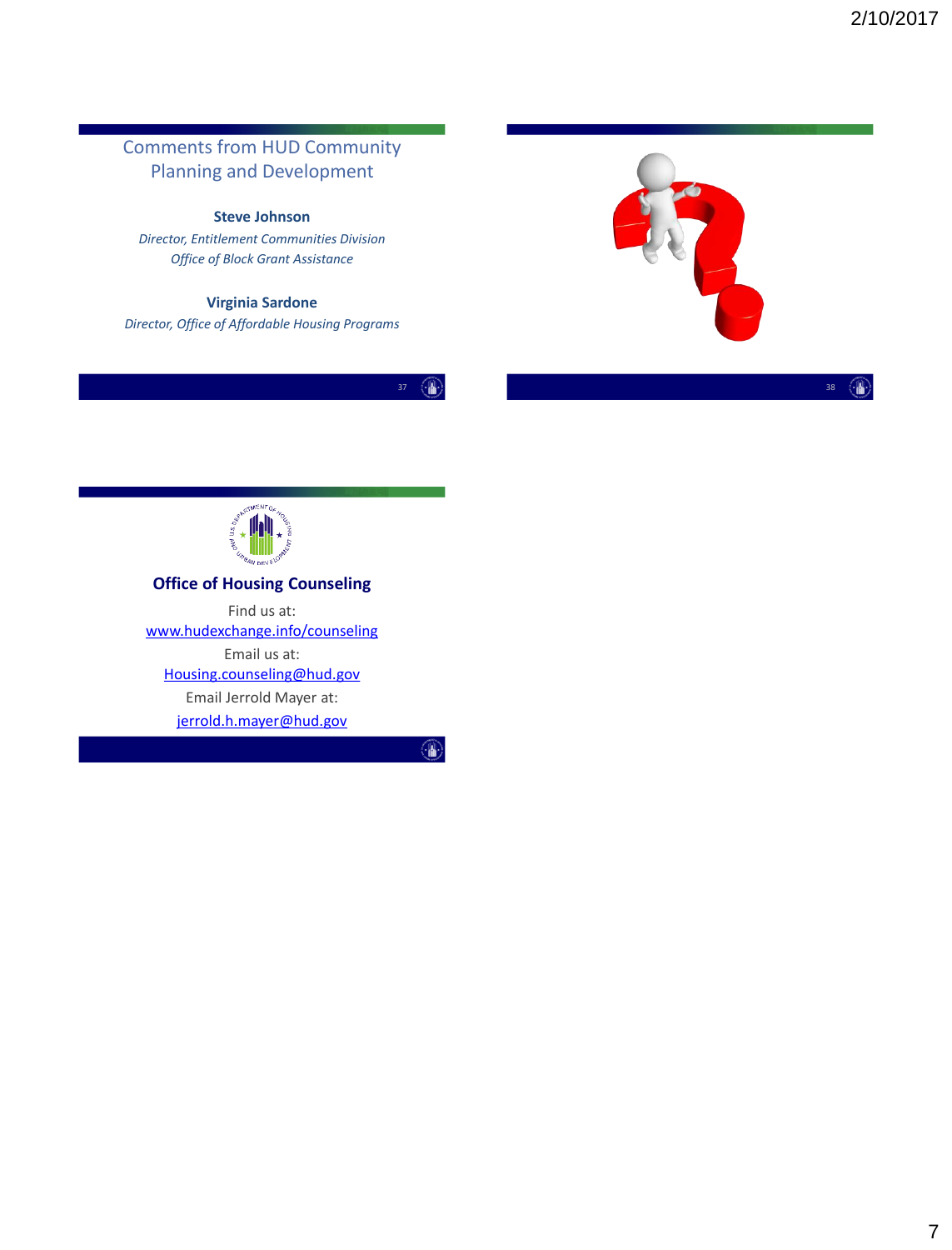## Comments from HUD Community Planning and Development

**Steve Johnson**

*Director, Entitlement Communities Division*

*Office of Block Grant Assistance*

**Virginia Sardone**

*Director, Office of Affordable Housing Programs*

## Office of Housing Counseling

Find us at:

www.hudexchange.info/counseling

Email us at:

Housing.counseling@hud.gov

Email Jerrold Mayer at:

jerrold.h.mayer@hud.gov